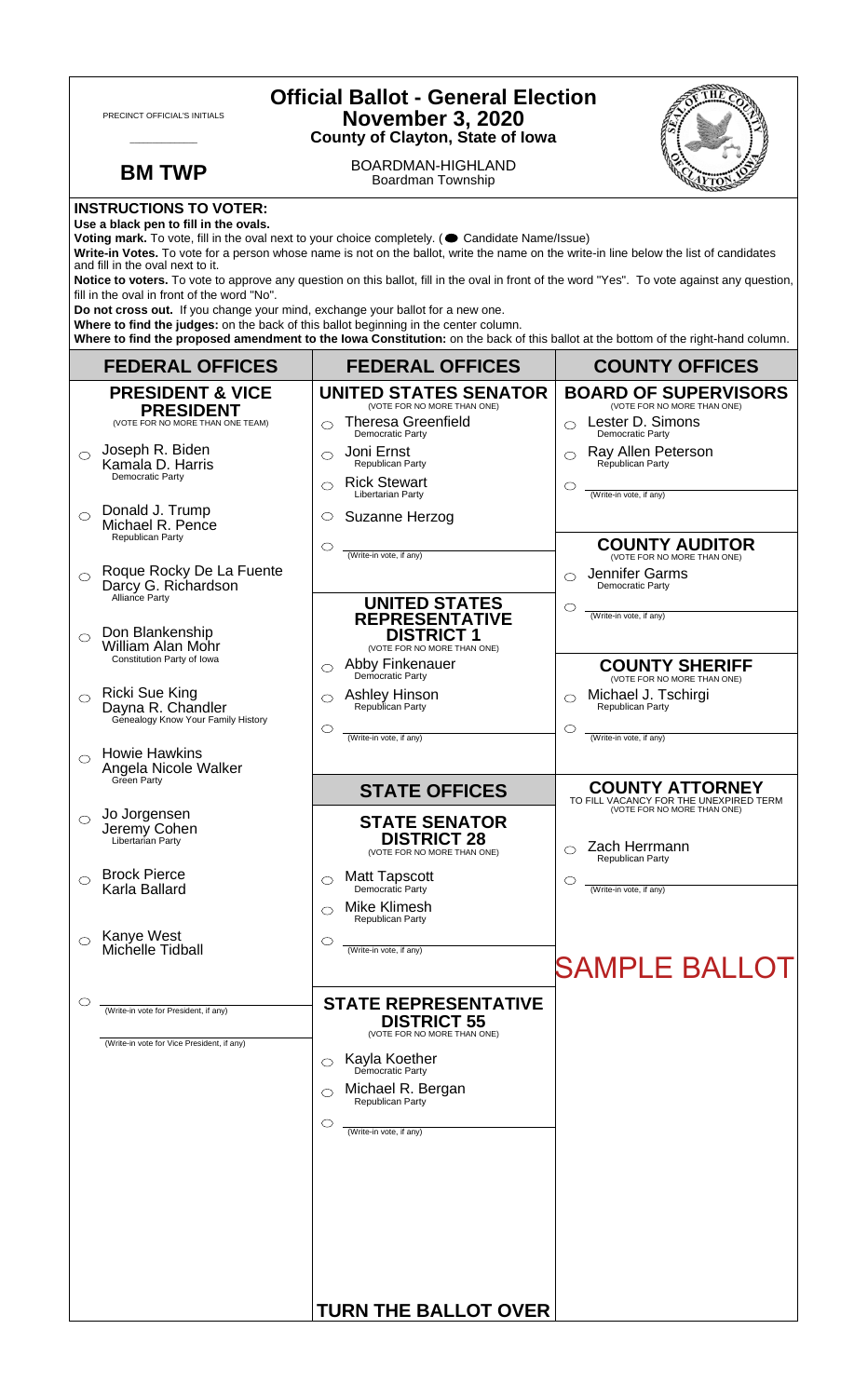PRECINCT OFFICIAL'S INITIALS

\_\_\_\_\_\_\_\_\_\_\_\_

# Official Ballot - General Election
## November 3, 2020
### County of Clayton, State of Iowa

**BM TWP**

BOARDMAN-HIGHLAND
Boardman Township

**INSTRUCTIONS TO VOTER:**

**Use a black pen to fill in the ovals.**

**Voting mark.** To vote, fill in the oval next to your choice completely. (● Candidate Name/Issue)

**Write-in Votes.** To vote for a person whose name is not on the ballot, write the name on the write-in line below the list of candidates and fill in the oval next to it.

**Notice to voters.** To vote to approve any question on this ballot, fill in the oval in front of the word "Yes". To vote against any question, fill in the oval in front of the word "No".

**Do not cross out.** If you change your mind, exchange your ballot for a new one.

**Where to find the judges:** on the back of this ballot beginning in the center column.

**Where to find the proposed amendment to the Iowa Constitution:** on the back of this ballot at the bottom of the right-hand column.

## FEDERAL OFFICES

### PRESIDENT & VICE PRESIDENT
(VOTE FOR NO MORE THAN ONE TEAM)

- ○ Joseph R. Biden / Kamala D. Harris — Democratic Party
- ○ Donald J. Trump / Michael R. Pence — Republican Party
- ○ Roque Rocky De La Fuente / Darcy G. Richardson — Alliance Party
- ○ Don Blankenship / William Alan Mohr — Constitution Party of Iowa
- ○ Ricki Sue King / Dayna R. Chandler — Genealogy Know Your Family History
- ○ Howie Hawkins / Angela Nicole Walker — Green Party
- ○ Jo Jorgensen / Jeremy Cohen — Libertarian Party
- ○ Brock Pierce / Karla Ballard
- ○ Kanye West / Michelle Tidball
- ○ \_\_\_\_\_\_\_\_\_\_ (Write-in vote for President, if any) / \_\_\_\_\_\_\_\_\_\_ (Write-in vote for Vice President, if any)

## FEDERAL OFFICES

### UNITED STATES SENATOR
(VOTE FOR NO MORE THAN ONE)

- ○ Theresa Greenfield — Democratic Party
- ○ Joni Ernst — Republican Party
- ○ Rick Stewart — Libertarian Party
- ○ Suzanne Herzog
- ○ \_\_\_\_\_\_\_\_\_\_ (Write-in vote, if any)

### UNITED STATES REPRESENTATIVE DISTRICT 1
(VOTE FOR NO MORE THAN ONE)

- ○ Abby Finkenauer — Democratic Party
- ○ Ashley Hinson — Republican Party
- ○ \_\_\_\_\_\_\_\_\_\_ (Write-in vote, if any)

## STATE OFFICES

### STATE SENATOR DISTRICT 28
(VOTE FOR NO MORE THAN ONE)

- ○ Matt Tapscott — Democratic Party
- ○ Mike Klimesh — Republican Party
- ○ \_\_\_\_\_\_\_\_\_\_ (Write-in vote, if any)

### STATE REPRESENTATIVE DISTRICT 55
(VOTE FOR NO MORE THAN ONE)

- ○ Kayla Koether — Democratic Party
- ○ Michael R. Bergan — Republican Party
- ○ \_\_\_\_\_\_\_\_\_\_ (Write-in vote, if any)

## COUNTY OFFICES

### BOARD OF SUPERVISORS
(VOTE FOR NO MORE THAN ONE)

- ○ Lester D. Simons — Democratic Party
- ○ Ray Allen Peterson — Republican Party
- ○ \_\_\_\_\_\_\_\_\_\_ (Write-in vote, if any)

### COUNTY AUDITOR
(VOTE FOR NO MORE THAN ONE)

- ○ Jennifer Garms — Democratic Party
- ○ \_\_\_\_\_\_\_\_\_\_ (Write-in vote, if any)

### COUNTY SHERIFF
(VOTE FOR NO MORE THAN ONE)

- ○ Michael J. Tschirgi — Republican Party
- ○ \_\_\_\_\_\_\_\_\_\_ (Write-in vote, if any)

### COUNTY ATTORNEY
TO FILL VACANCY FOR THE UNEXPIRED TERM
(VOTE FOR NO MORE THAN ONE)

- ○ Zach Herrmann — Republican Party
- ○ \_\_\_\_\_\_\_\_\_\_ (Write-in vote, if any)

SAMPLE BALLOT

**TURN THE BALLOT OVER**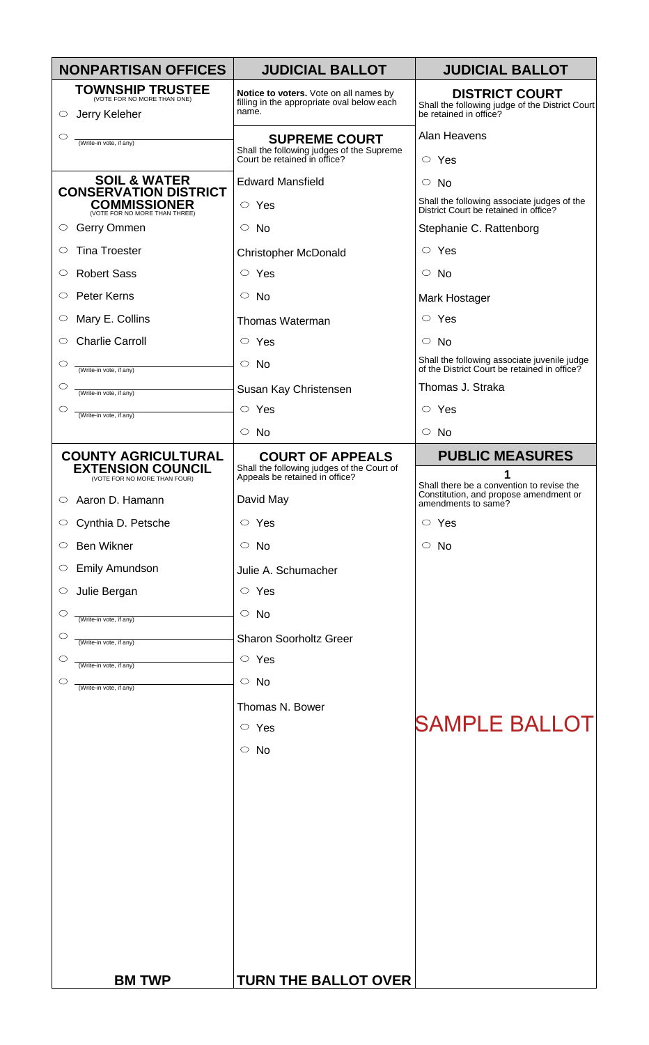## NONPARTISAN OFFICES

### TOWNSHIP TRUSTEE
(VOTE FOR NO MORE THAN ONE)

- ○ Jerry Keleher
- ○ ________ (Write-in vote, if any)

### SOIL & WATER CONSERVATION DISTRICT COMMISSIONER
(VOTE FOR NO MORE THAN THREE)

- ○ Gerry Ommen
- ○ Tina Troester
- ○ Robert Sass
- ○ Peter Kerns
- ○ Mary E. Collins
- ○ Charlie Carroll
- ○ ________ (Write-in vote, if any)
- ○ ________ (Write-in vote, if any)
- ○ ________ (Write-in vote, if any)

### COUNTY AGRICULTURAL EXTENSION COUNCIL
(VOTE FOR NO MORE THAN FOUR)

- ○ Aaron D. Hamann
- ○ Cynthia D. Petsche
- ○ Ben Wikner
- ○ Emily Amundson
- ○ Julie Bergan
- ○ ________ (Write-in vote, if any)
- ○ ________ (Write-in vote, if any)
- ○ ________ (Write-in vote, if any)
- ○ ________ (Write-in vote, if any)

BM TWP

## JUDICIAL BALLOT

**Notice to voters.** Vote on all names by filling in the appropriate oval below each name.

### SUPREME COURT
Shall the following judges of the Supreme Court be retained in office?

Edward Mansfield
- ○ Yes
- ○ No

Christopher McDonald
- ○ Yes
- ○ No

Thomas Waterman
- ○ Yes
- ○ No

Susan Kay Christensen
- ○ Yes
- ○ No

### COURT OF APPEALS
Shall the following judges of the Court of Appeals be retained in office?

David May
- ○ Yes
- ○ No

Julie A. Schumacher
- ○ Yes
- ○ No

Sharon Soorholtz Greer
- ○ Yes
- ○ No

Thomas N. Bower
- ○ Yes
- ○ No

**TURN THE BALLOT OVER**

## JUDICIAL BALLOT

### DISTRICT COURT
Shall the following judge of the District Court be retained in office?

Alan Heavens
- ○ Yes
- ○ No

Shall the following associate judges of the District Court be retained in office?

Stephanie C. Rattenborg
- ○ Yes
- ○ No

Mark Hostager
- ○ Yes
- ○ No

Shall the following associate juvenile judge of the District Court be retained in office?

Thomas J. Straka
- ○ Yes
- ○ No

## PUBLIC MEASURES

**1**

Shall there be a convention to revise the Constitution, and propose amendment or amendments to same?

- ○ Yes
- ○ No

SAMPLE BALLOT